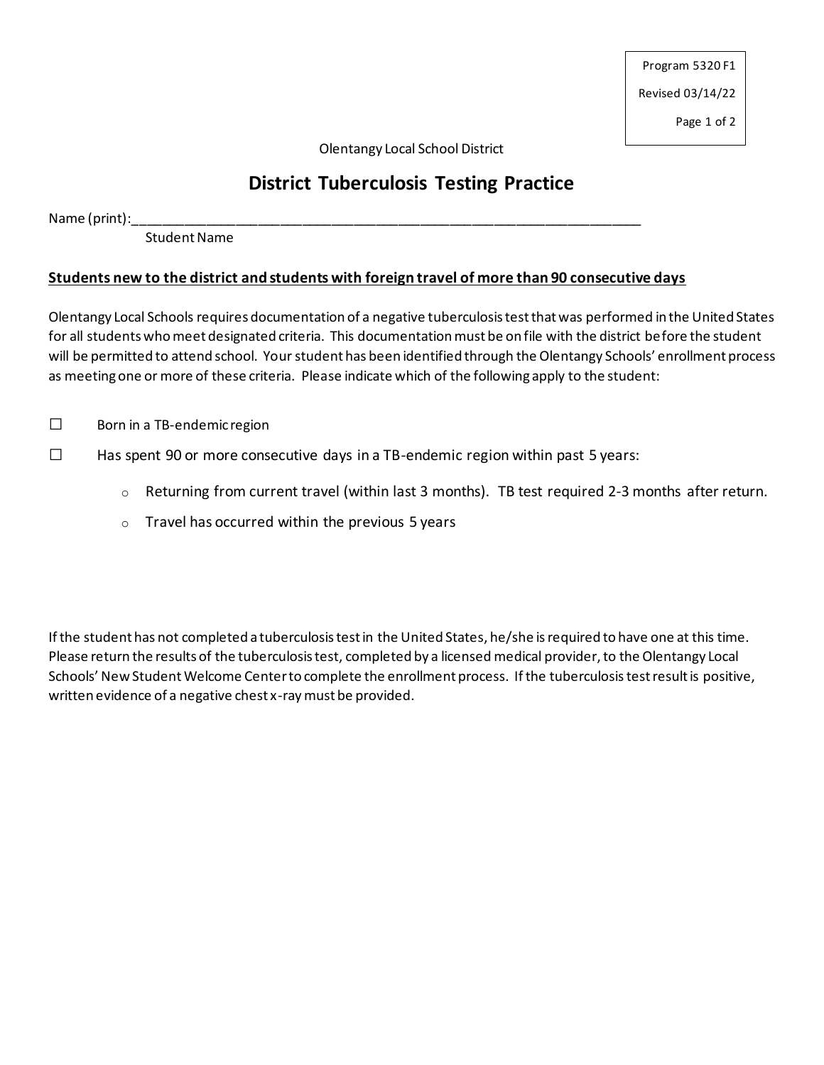Program 5320 F1

Revised 03/14/22

Olentangy Local School District

# District Tuberculosis Testing Practice

Name (print):\_\_\_\_\_\_\_\_\_\_\_\_\_\_\_\_\_\_\_\_\_\_\_\_\_\_\_\_\_\_\_\_\_\_\_\_\_\_\_\_\_\_\_\_\_\_\_\_\_\_\_\_\_\_\_\_\_\_\_\_\_\_
Student Name

**<u>Students new to the district and students with foreign travel of more than 90 consecutive days</u>**

Olentangy Local Schools requires documentation of a negative tuberculosis test that was performed in the United States for all students who meet designated criteria. This documentation must be on file with the district before the student will be permitted to attend school. Your student has been identified through the Olentangy Schools' enrollment process as meeting one or more of these criteria. Please indicate which of the following apply to the student:

☐ Born in a TB-endemic region

☐ Has spent 90 or more consecutive days in a TB-endemic region within past 5 years:

- Returning from current travel (within last 3 months). TB test required 2-3 months after return.
- Travel has occurred within the previous 5 years

If the student has not completed a tuberculosis test in the United States, he/she is required to have one at this time. Please return the results of the tuberculosis test, completed by a licensed medical provider, to the Olentangy Local Schools' New Student Welcome Center to complete the enrollment process. If the tuberculosis test result is positive, written evidence of a negative chest x-ray must be provided.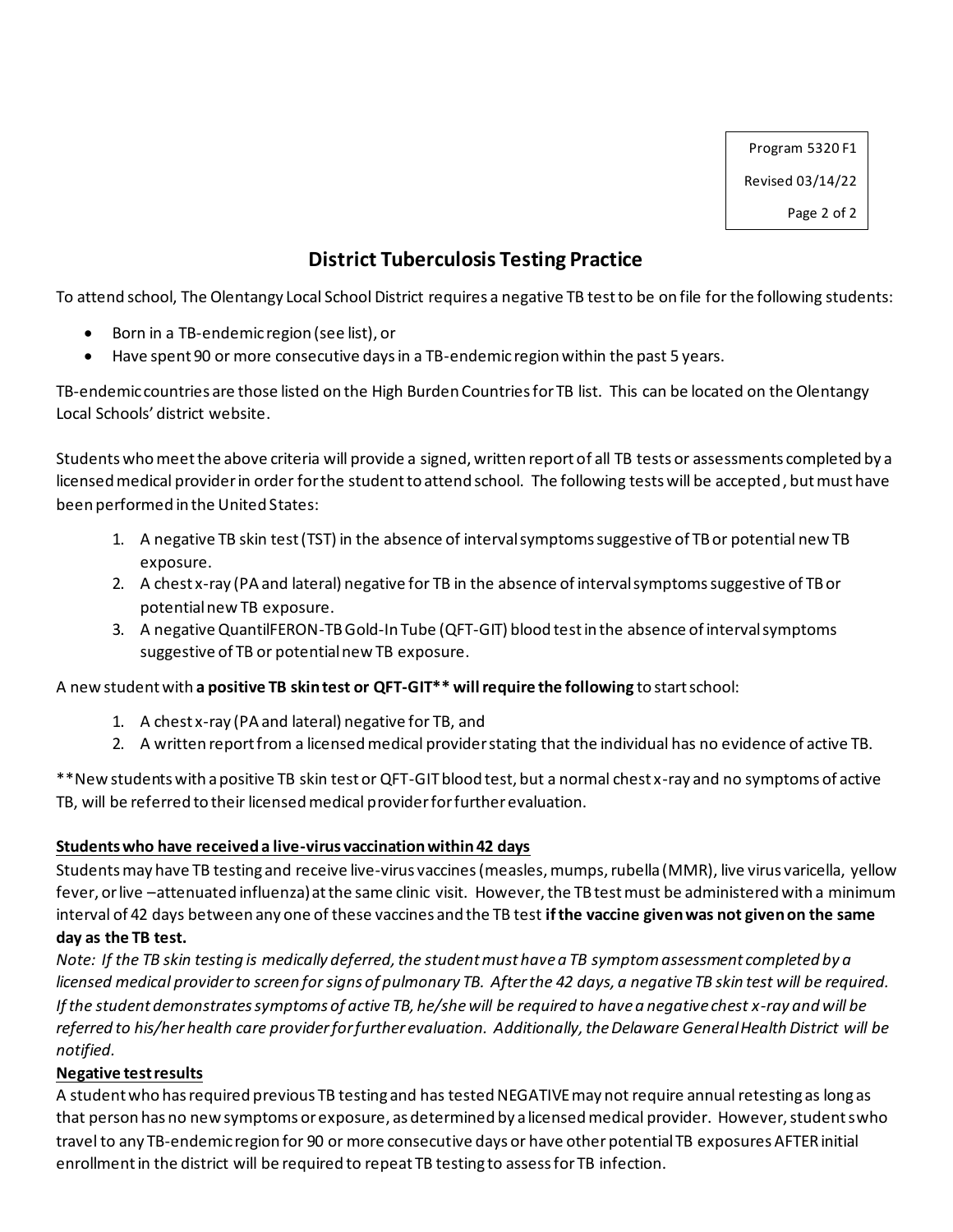Program 5320 F1

Revised 03/14/22

# District Tuberculosis Testing Practice

To attend school, The Olentangy Local School District requires a negative TB test to be on file for the following students:

- Born in a TB-endemic region (see list), or
- Have spent 90 or more consecutive days in a TB-endemic region within the past 5 years.

TB-endemic countries are those listed on the High Burden Countries for TB list. This can be located on the Olentangy Local Schools' district website.

Students who meet the above criteria will provide a signed, written report of all TB tests or assessments completed by a licensed medical provider in order for the student to attend school. The following tests will be accepted, but must have been performed in the United States:

1. A negative TB skin test (TST) in the absence of interval symptoms suggestive of TB or potential new TB exposure.
2. A chest x-ray (PA and lateral) negative for TB in the absence of interval symptoms suggestive of TB or potential new TB exposure.
3. A negative QuantilFERON-TB Gold-In Tube (QFT-GIT) blood test in the absence of interval symptoms suggestive of TB or potential new TB exposure.

A new student with **a positive TB skin test or QFT-GIT** will require the following** to start school:

1. A chest x-ray (PA and lateral) negative for TB, and
2. A written report from a licensed medical provider stating that the individual has no evidence of active TB.

**New students with a positive TB skin test or QFT-GIT blood test, but a normal chest x-ray and no symptoms of active TB, will be referred to their licensed medical provider for further evaluation.

## Students who have received a live-virus vaccination within 42 days

Students may have TB testing and receive live-virus vaccines (measles, mumps, rubella (MMR), live virus varicella, yellow fever, or live –attenuated influenza) at the same clinic visit. However, the TB test must be administered with a minimum interval of 42 days between any one of these vaccines and the TB test **if the vaccine given was not given on the same day as the TB test.**

*Note: If the TB skin testing is medically deferred, the student must have a TB symptom assessment completed by a licensed medical provider to screen for signs of pulmonary TB. After the 42 days, a negative TB skin test will be required. If the student demonstrates symptoms of active TB, he/she will be required to have a negative chest x-ray and will be referred to his/her health care provider for further evaluation. Additionally, the Delaware General Health District will be notified.*

## Negative test results

A student who has required previous TB testing and has tested NEGATIVE may not require annual retesting as long as that person has no new symptoms or exposure, as determined by a licensed medical provider. However, students who travel to any TB-endemic region for 90 or more consecutive days or have other potential TB exposures AFTER initial enrollment in the district will be required to repeat TB testing to assess for TB infection.